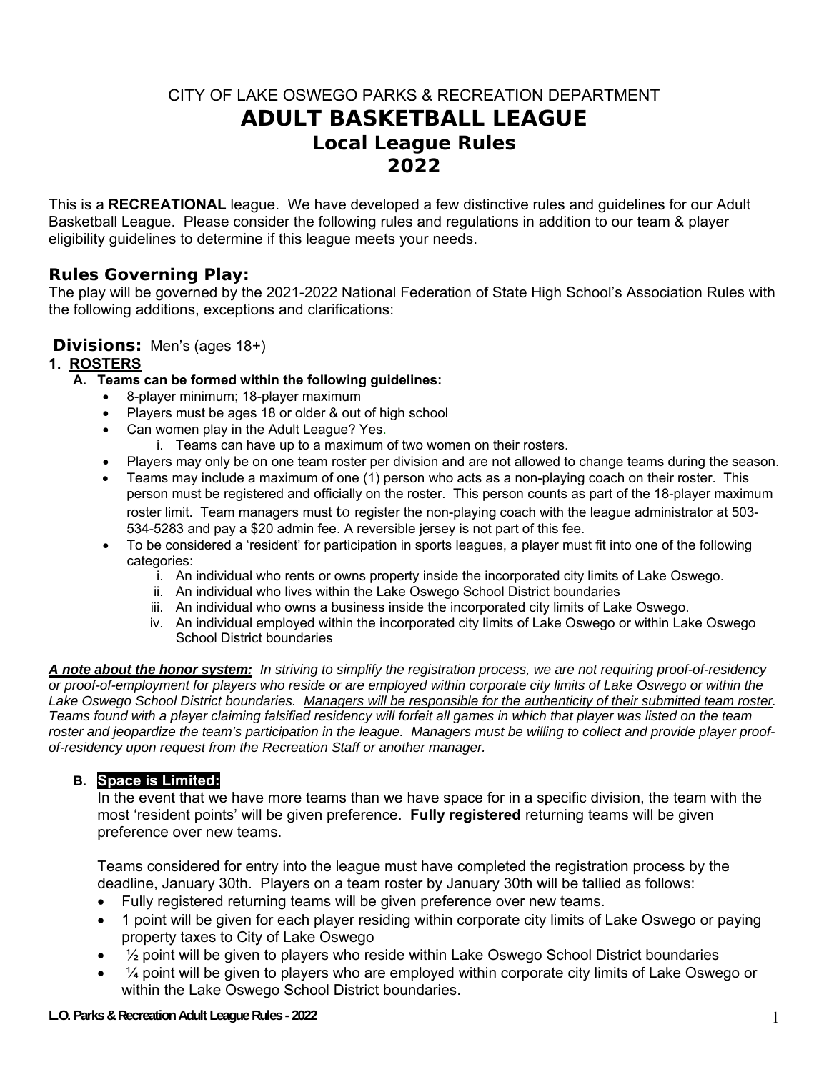# CITY OF LAKE OSWEGO PARKS & RECREATION DEPARTMENT

# ADULT BASKETBALL LEAGUE

## Local League Rules

## 2022

This is a **RECREATIONAL** league. We have developed a few distinctive rules and guidelines for our Adult Basketball League. Please consider the following rules and regulations in addition to our team & player eligibility guidelines to determine if this league meets your needs.

### Rules Governing Play:

The play will be governed by the 2021-2022 National Federation of State High School's Association Rules with the following additions, exceptions and clarifications:

### Divisions: Men's (ages 18+)

**1. ROSTERS**

**A. Teams can be formed within the following guidelines:**

- 8-player minimum; 18-player maximum
- Players must be ages 18 or older & out of high school
- Can women play in the Adult League? Yes.
  - i. Teams can have up to a maximum of two women on their rosters.
- Players may only be on one team roster per division and are not allowed to change teams during the season.
- Teams may include a maximum of one (1) person who acts as a non-playing coach on their roster. This person must be registered and officially on the roster. This person counts as part of the 18-player maximum roster limit. Team managers must to register the non-playing coach with the league administrator at 503-534-5283 and pay a $20 admin fee. A reversible jersey is not part of this fee.
- To be considered a 'resident' for participation in sports leagues, a player must fit into one of the following categories:
  - i. An individual who rents or owns property inside the incorporated city limits of Lake Oswego.
  - ii. An individual who lives within the Lake Oswego School District boundaries
  - iii. An individual who owns a business inside the incorporated city limits of Lake Oswego.
  - iv. An individual employed within the incorporated city limits of Lake Oswego or within Lake Oswego School District boundaries

***A note about the honor system:*** *In striving to simplify the registration process, we are not requiring proof-of-residency or proof-of-employment for players who reside or are employed within corporate city limits of Lake Oswego or within the Lake Oswego School District boundaries. Managers will be responsible for the authenticity of their submitted team roster. Teams found with a player claiming falsified residency will forfeit all games in which that player was listed on the team roster and jeopardize the team's participation in the league. Managers must be willing to collect and provide player proof-of-residency upon request from the Recreation Staff or another manager.*

**B. Space is Limited:**

In the event that we have more teams than we have space for in a specific division, the team with the most 'resident points' will be given preference. **Fully registered** returning teams will be given preference over new teams.

Teams considered for entry into the league must have completed the registration process by the deadline, January 30th. Players on a team roster by January 30th will be tallied as follows:

- Fully registered returning teams will be given preference over new teams.
- 1 point will be given for each player residing within corporate city limits of Lake Oswego or paying property taxes to City of Lake Oswego
- ½ point will be given to players who reside within Lake Oswego School District boundaries
- ¼ point will be given to players who are employed within corporate city limits of Lake Oswego or within the Lake Oswego School District boundaries.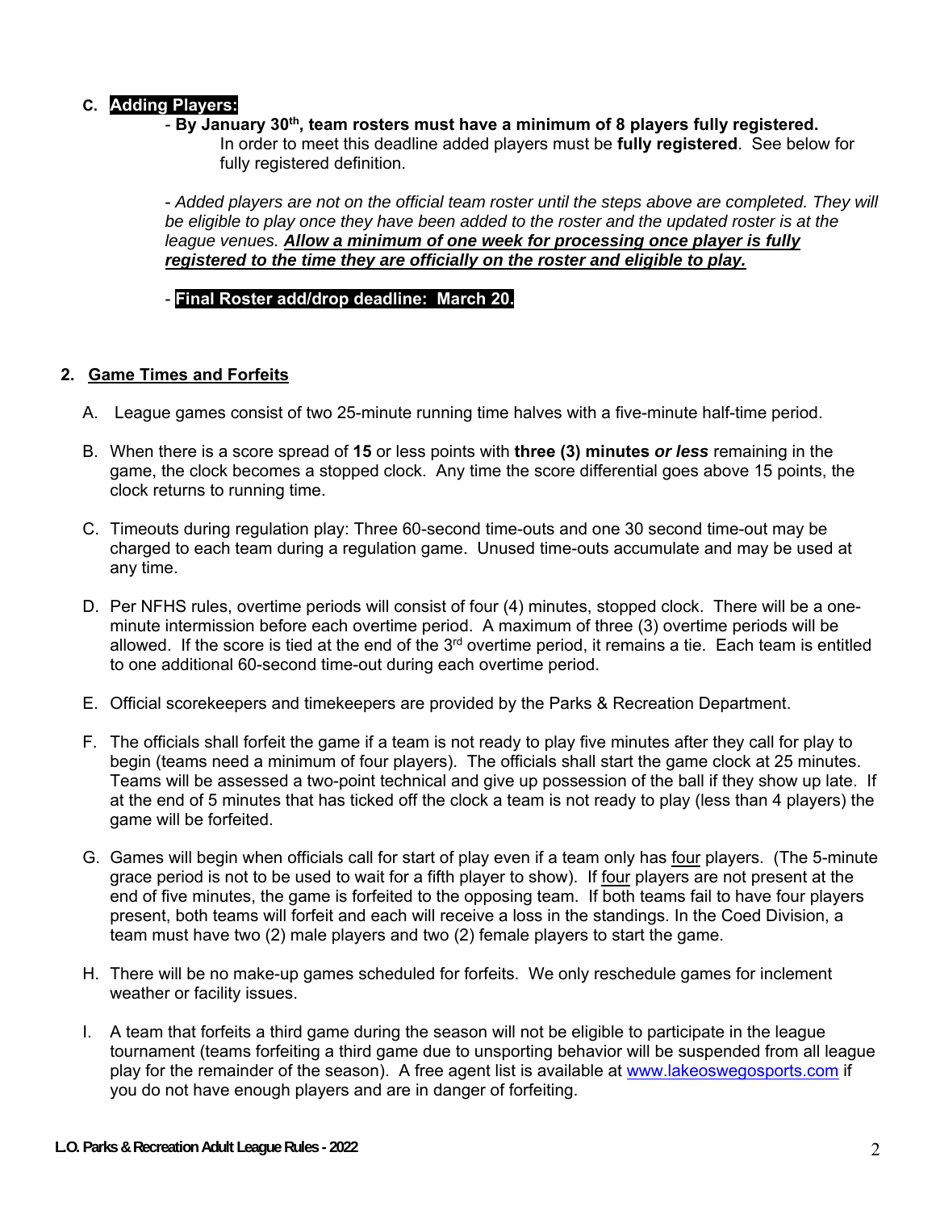C. **Adding Players:**

- **By January 30th, team rosters must have a minimum of 8 players fully registered.** In order to meet this deadline added players must be **fully registered**. See below for fully registered definition.

- *Added players are not on the official team roster until the steps above are completed. They will be eligible to play once they have been added to the roster and the updated roster is at the league venues.* ***Allow a minimum of one week for processing once player is fully registered to the time they are officially on the roster and eligible to play.***

- **Final Roster add/drop deadline: March 20.**

## 2. Game Times and Forfeits

A. League games consist of two 25-minute running time halves with a five-minute half-time period.

B. When there is a score spread of **15** or less points with **three (3) minutes** ***or less*** remaining in the game, the clock becomes a stopped clock. Any time the score differential goes above 15 points, the clock returns to running time.

C. Timeouts during regulation play: Three 60-second time-outs and one 30 second time-out may be charged to each team during a regulation game. Unused time-outs accumulate and may be used at any time.

D. Per NFHS rules, overtime periods will consist of four (4) minutes, stopped clock. There will be a one-minute intermission before each overtime period. A maximum of three (3) overtime periods will be allowed. If the score is tied at the end of the 3rd overtime period, it remains a tie. Each team is entitled to one additional 60-second time-out during each overtime period.

E. Official scorekeepers and timekeepers are provided by the Parks & Recreation Department.

F. The officials shall forfeit the game if a team is not ready to play five minutes after they call for play to begin (teams need a minimum of four players). The officials shall start the game clock at 25 minutes. Teams will be assessed a two-point technical and give up possession of the ball if they show up late. If at the end of 5 minutes that has ticked off the clock a team is not ready to play (less than 4 players) the game will be forfeited.

G. Games will begin when officials call for start of play even if a team only has four players. (The 5-minute grace period is not to be used to wait for a fifth player to show). If four players are not present at the end of five minutes, the game is forfeited to the opposing team. If both teams fail to have four players present, both teams will forfeit and each will receive a loss in the standings. In the Coed Division, a team must have two (2) male players and two (2) female players to start the game.

H. There will be no make-up games scheduled for forfeits. We only reschedule games for inclement weather or facility issues.

I. A team that forfeits a third game during the season will not be eligible to participate in the league tournament (teams forfeiting a third game due to unsporting behavior will be suspended from all league play for the remainder of the season). A free agent list is available at www.lakeoswegosports.com if you do not have enough players and are in danger of forfeiting.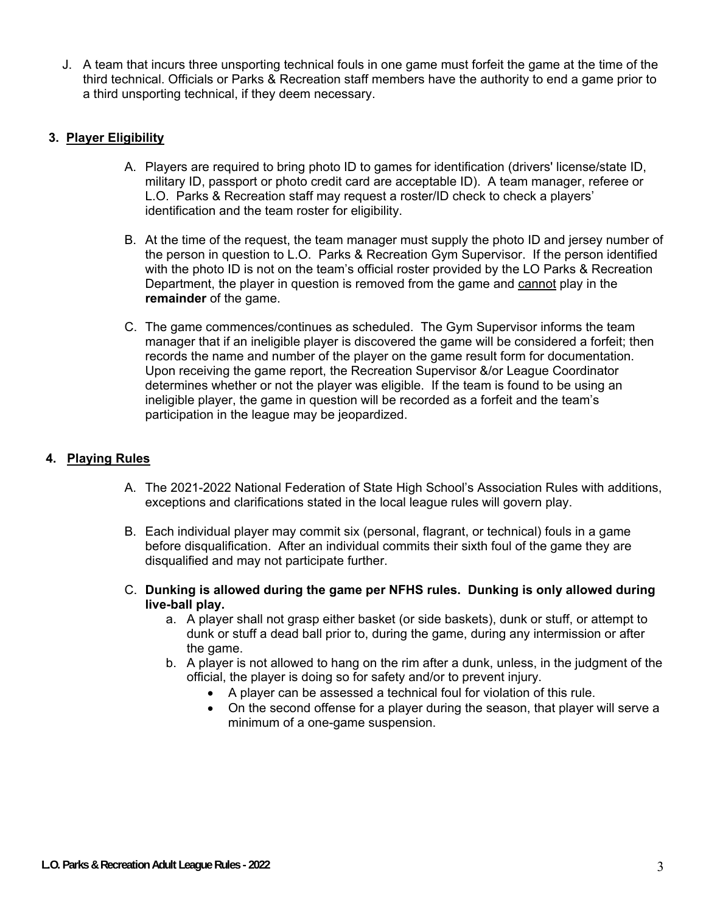J. A team that incurs three unsporting technical fouls in one game must forfeit the game at the time of the third technical. Officials or Parks & Recreation staff members have the authority to end a game prior to a third unsporting technical, if they deem necessary.

## 3. Player Eligibility

A. Players are required to bring photo ID to games for identification (drivers' license/state ID, military ID, passport or photo credit card are acceptable ID). A team manager, referee or L.O. Parks & Recreation staff may request a roster/ID check to check a players' identification and the team roster for eligibility.

B. At the time of the request, the team manager must supply the photo ID and jersey number of the person in question to L.O. Parks & Recreation Gym Supervisor. If the person identified with the photo ID is not on the team's official roster provided by the LO Parks & Recreation Department, the player in question is removed from the game and cannot play in the **remainder** of the game.

C. The game commences/continues as scheduled. The Gym Supervisor informs the team manager that if an ineligible player is discovered the game will be considered a forfeit; then records the name and number of the player on the game result form for documentation. Upon receiving the game report, the Recreation Supervisor &/or League Coordinator determines whether or not the player was eligible. If the team is found to be using an ineligible player, the game in question will be recorded as a forfeit and the team's participation in the league may be jeopardized.

## 4. Playing Rules

A. The 2021-2022 National Federation of State High School's Association Rules with additions, exceptions and clarifications stated in the local league rules will govern play.

B. Each individual player may commit six (personal, flagrant, or technical) fouls in a game before disqualification. After an individual commits their sixth foul of the game they are disqualified and may not participate further.

C. **Dunking is allowed during the game per NFHS rules. Dunking is only allowed during live-ball play.**
   - a. A player shall not grasp either basket (or side baskets), dunk or stuff, or attempt to dunk or stuff a dead ball prior to, during the game, during any intermission or after the game.
   - b. A player is not allowed to hang on the rim after a dunk, unless, in the judgment of the official, the player is doing so for safety and/or to prevent injury.
     - A player can be assessed a technical foul for violation of this rule.
     - On the second offense for a player during the season, that player will serve a minimum of a one-game suspension.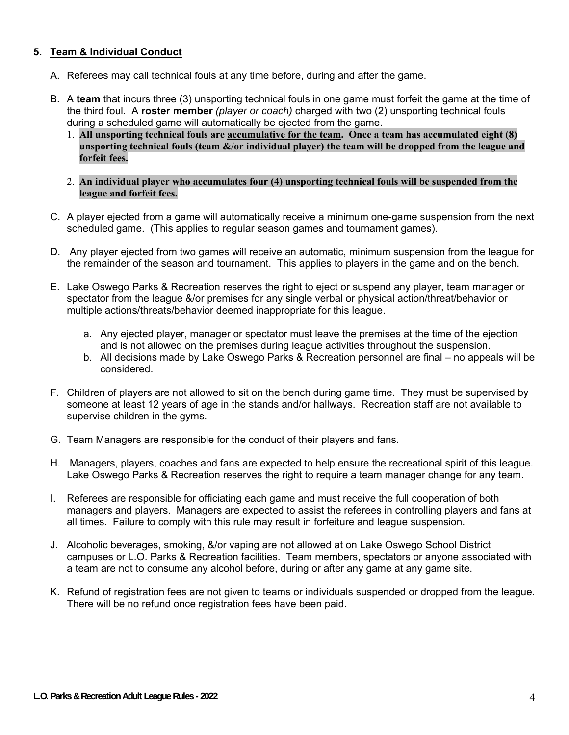## 5. Team & Individual Conduct

A. Referees may call technical fouls at any time before, during and after the game.

B. A **team** that incurs three (3) unsporting technical fouls in one game must forfeit the game at the time of the third foul. A **roster member** *(player or coach)* charged with two (2) unsporting technical fouls during a scheduled game will automatically be ejected from the game.

1. **All unsporting technical fouls are <u>accumulative for the team</u>. Once a team has accumulated eight (8) unsporting technical fouls (team &/or individual player) the team will be dropped from the league and forfeit fees.**
2. **An individual player who accumulates four (4) unsporting technical fouls will be suspended from the league and forfeit fees.**

C. A player ejected from a game will automatically receive a minimum one-game suspension from the next scheduled game. (This applies to regular season games and tournament games).

D. Any player ejected from two games will receive an automatic, minimum suspension from the league for the remainder of the season and tournament. This applies to players in the game and on the bench.

E. Lake Oswego Parks & Recreation reserves the right to eject or suspend any player, team manager or spectator from the league &/or premises for any single verbal or physical action/threat/behavior or multiple actions/threats/behavior deemed inappropriate for this league.

   a. Any ejected player, manager or spectator must leave the premises at the time of the ejection and is not allowed on the premises during league activities throughout the suspension.
   b. All decisions made by Lake Oswego Parks & Recreation personnel are final – no appeals will be considered.

F. Children of players are not allowed to sit on the bench during game time. They must be supervised by someone at least 12 years of age in the stands and/or hallways. Recreation staff are not available to supervise children in the gyms.

G. Team Managers are responsible for the conduct of their players and fans.

H. Managers, players, coaches and fans are expected to help ensure the recreational spirit of this league. Lake Oswego Parks & Recreation reserves the right to require a team manager change for any team.

I. Referees are responsible for officiating each game and must receive the full cooperation of both managers and players. Managers are expected to assist the referees in controlling players and fans at all times. Failure to comply with this rule may result in forfeiture and league suspension.

J. Alcoholic beverages, smoking, &/or vaping are not allowed at on Lake Oswego School District campuses or L.O. Parks & Recreation facilities. Team members, spectators or anyone associated with a team are not to consume any alcohol before, during or after any game at any game site.

K. Refund of registration fees are not given to teams or individuals suspended or dropped from the league. There will be no refund once registration fees have been paid.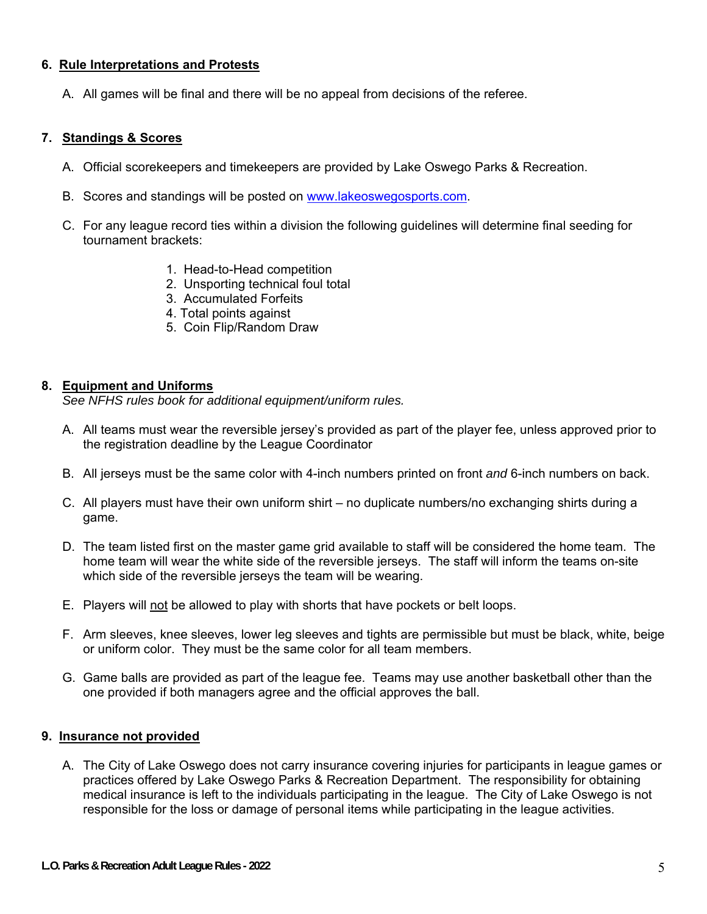## 6. Rule Interpretations and Protests

A. All games will be final and there will be no appeal from decisions of the referee.

## 7. Standings & Scores

A. Official scorekeepers and timekeepers are provided by Lake Oswego Parks & Recreation.

B. Scores and standings will be posted on www.lakeoswegosports.com.

C. For any league record ties within a division the following guidelines will determine final seeding for tournament brackets:

1. Head-to-Head competition
2. Unsporting technical foul total
3. Accumulated Forfeits
4. Total points against
5. Coin Flip/Random Draw

## 8. Equipment and Uniforms

*See NFHS rules book for additional equipment/uniform rules.*

A. All teams must wear the reversible jersey's provided as part of the player fee, unless approved prior to the registration deadline by the League Coordinator

B. All jerseys must be the same color with 4-inch numbers printed on front *and* 6-inch numbers on back.

C. All players must have their own uniform shirt – no duplicate numbers/no exchanging shirts during a game.

D. The team listed first on the master game grid available to staff will be considered the home team. The home team will wear the white side of the reversible jerseys. The staff will inform the teams on-site which side of the reversible jerseys the team will be wearing.

E. Players will not be allowed to play with shorts that have pockets or belt loops.

F. Arm sleeves, knee sleeves, lower leg sleeves and tights are permissible but must be black, white, beige or uniform color. They must be the same color for all team members.

G. Game balls are provided as part of the league fee. Teams may use another basketball other than the one provided if both managers agree and the official approves the ball.

## 9. Insurance not provided

A. The City of Lake Oswego does not carry insurance covering injuries for participants in league games or practices offered by Lake Oswego Parks & Recreation Department. The responsibility for obtaining medical insurance is left to the individuals participating in the league. The City of Lake Oswego is not responsible for the loss or damage of personal items while participating in the league activities.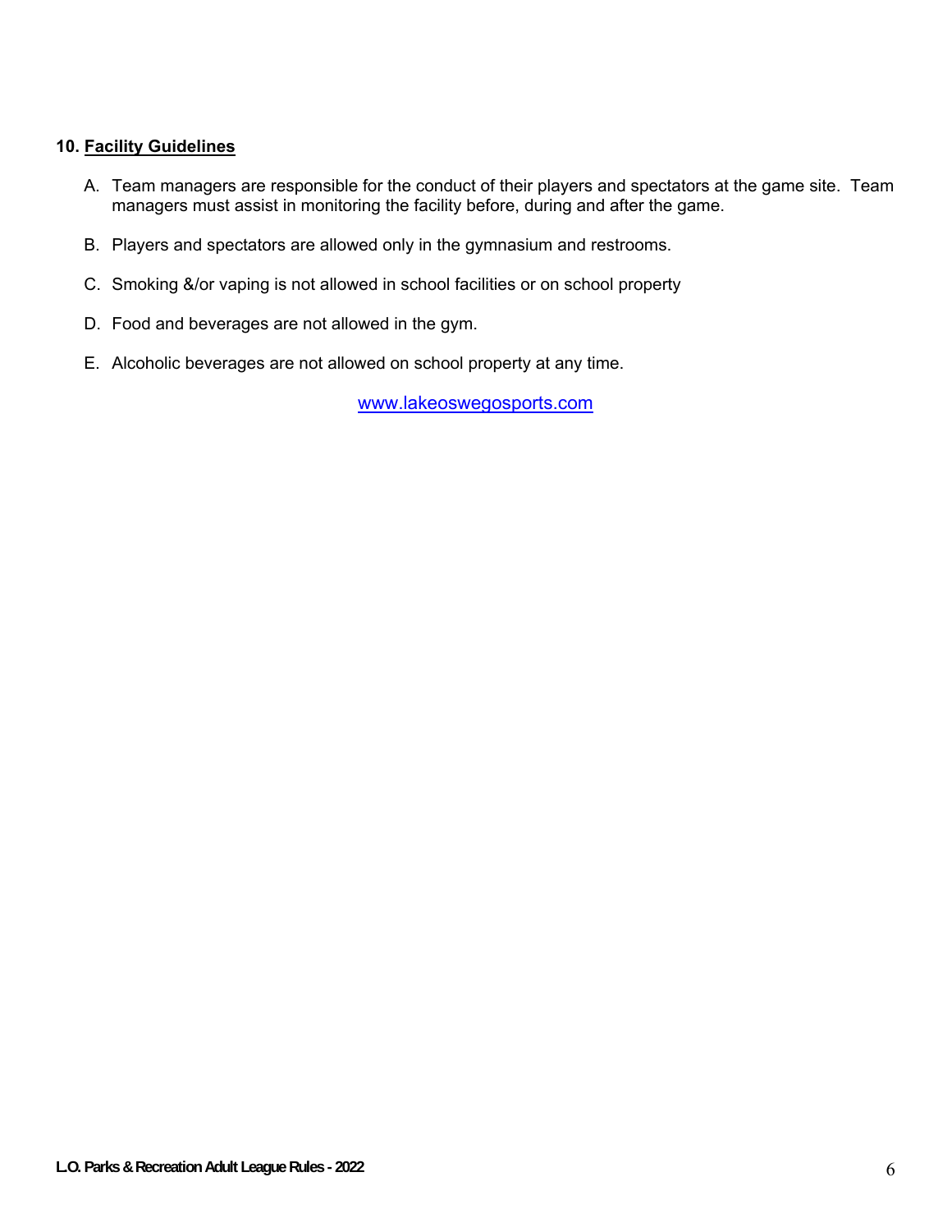**10. Facility Guidelines**

A. Team managers are responsible for the conduct of their players and spectators at the game site. Team managers must assist in monitoring the facility before, during and after the game.

B. Players and spectators are allowed only in the gymnasium and restrooms.

C. Smoking &/or vaping is not allowed in school facilities or on school property

D. Food and beverages are not allowed in the gym.

E. Alcoholic beverages are not allowed on school property at any time.

www.lakeoswegosports.com